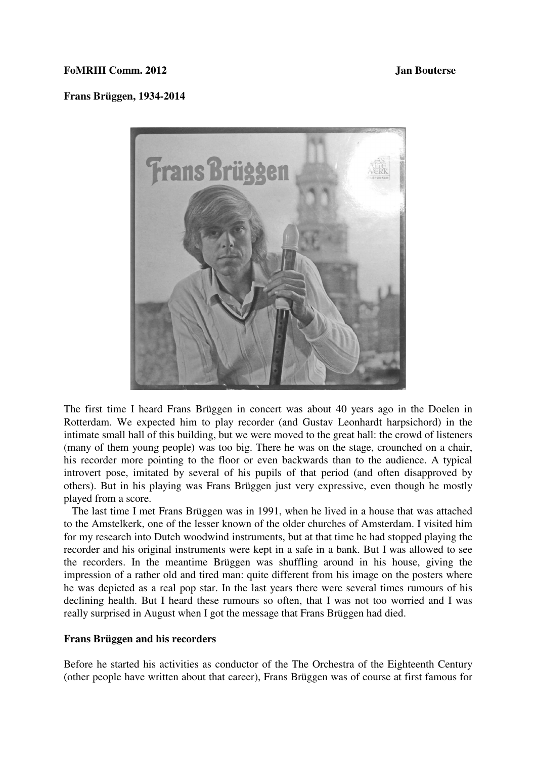**FoMRHI Comm. 2012** **Jan Bouterse**

**Frans Brüggen, 1934-2014**

The first time I heard Frans Brüggen in concert was about 40 years ago in the Doelen in Rotterdam. We expected him to play recorder (and Gustav Leonhardt harpsichord) in the intimate small hall of this building, but we were moved to the great hall: the crowd of listeners (many of them young people) was too big. There he was on the stage, crounched on a chair, his recorder more pointing to the floor or even backwards than to the audience. A typical introvert pose, imitated by several of his pupils of that period (and often disapproved by others). But in his playing was Frans Brüggen just very expressive, even though he mostly played from a score.

The last time I met Frans Brüggen was in 1991, when he lived in a house that was attached to the Amstelkerk, one of the lesser known of the older churches of Amsterdam. I visited him for my research into Dutch woodwind instruments, but at that time he had stopped playing the recorder and his original instruments were kept in a safe in a bank. But I was allowed to see the recorders. In the meantime Brüggen was shuffling around in his house, giving the impression of a rather old and tired man: quite different from his image on the posters where he was depicted as a real pop star. In the last years there were several times rumours of his declining health. But I heard these rumours so often, that I was not too worried and I was really surprised in August when I got the message that Frans Brüggen had died.

**Frans Brüggen and his recorders**

Before he started his activities as conductor of the The Orchestra of the Eighteenth Century (other people have written about that career), Frans Brüggen was of course at first famous for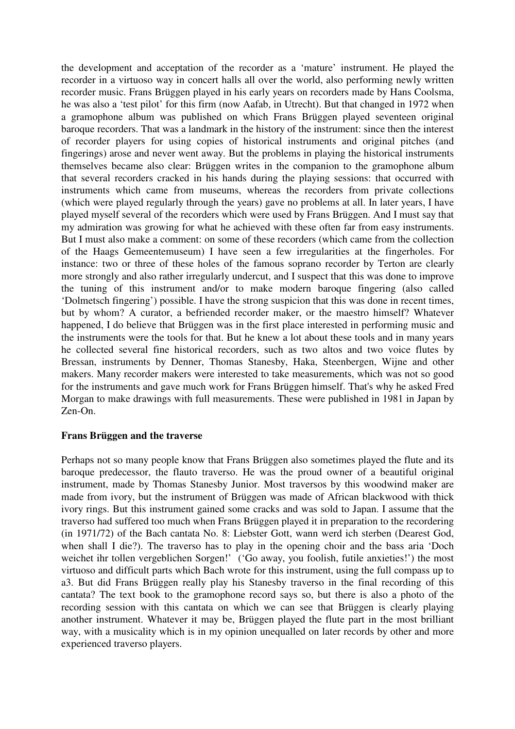the development and acceptation of the recorder as a 'mature' instrument. He played the recorder in a virtuoso way in concert halls all over the world, also performing newly written recorder music. Frans Brüggen played in his early years on recorders made by Hans Coolsma, he was also a 'test pilot' for this firm (now Aafab, in Utrecht). But that changed in 1972 when a gramophone album was published on which Frans Brüggen played seventeen original baroque recorders. That was a landmark in the history of the instrument: since then the interest of recorder players for using copies of historical instruments and original pitches (and fingerings) arose and never went away. But the problems in playing the historical instruments themselves became also clear: Brüggen writes in the companion to the gramophone album that several recorders cracked in his hands during the playing sessions: that occurred with instruments which came from museums, whereas the recorders from private collections (which were played regularly through the years) gave no problems at all. In later years, I have played myself several of the recorders which were used by Frans Brüggen. And I must say that my admiration was growing for what he achieved with these often far from easy instruments. But I must also make a comment: on some of these recorders (which came from the collection of the Haags Gemeentemuseum) I have seen a few irregularities at the fingerholes. For instance: two or three of these holes of the famous soprano recorder by Terton are clearly more strongly and also rather irregularly undercut, and I suspect that this was done to improve the tuning of this instrument and/or to make modern baroque fingering (also called 'Dolmetsch fingering') possible. I have the strong suspicion that this was done in recent times, but by whom? A curator, a befriended recorder maker, or the maestro himself? Whatever happened, I do believe that Brüggen was in the first place interested in performing music and the instruments were the tools for that. But he knew a lot about these tools and in many years he collected several fine historical recorders, such as two altos and two voice flutes by Bressan, instruments by Denner, Thomas Stanesby, Haka, Steenbergen, Wijne and other makers. Many recorder makers were interested to take measurements, which was not so good for the instruments and gave much work for Frans Brüggen himself. That's why he asked Fred Morgan to make drawings with full measurements. These were published in 1981 in Japan by Zen-On.

**Frans Brüggen and the traverse**

Perhaps not so many people know that Frans Brüggen also sometimes played the flute and its baroque predecessor, the flauto traverso. He was the proud owner of a beautiful original instrument, made by Thomas Stanesby Junior. Most traversos by this woodwind maker are made from ivory, but the instrument of Brüggen was made of African blackwood with thick ivory rings. But this instrument gained some cracks and was sold to Japan. I assume that the traverso had suffered too much when Frans Brüggen played it in preparation to the recordering (in 1971/72) of the Bach cantata No. 8: Liebster Gott, wann werd ich sterben (Dearest God, when shall I die?). The traverso has to play in the opening choir and the bass aria 'Doch weichet ihr tollen vergeblichen Sorgen!' ('Go away, you foolish, futile anxieties!') the most virtuoso and difficult parts which Bach wrote for this instrument, using the full compass up to a3. But did Frans Brüggen really play his Stanesby traverso in the final recording of this cantata? The text book to the gramophone record says so, but there is also a photo of the recording session with this cantata on which we can see that Brüggen is clearly playing another instrument. Whatever it may be, Brüggen played the flute part in the most brilliant way, with a musicality which is in my opinion unequalled on later records by other and more experienced traverso players.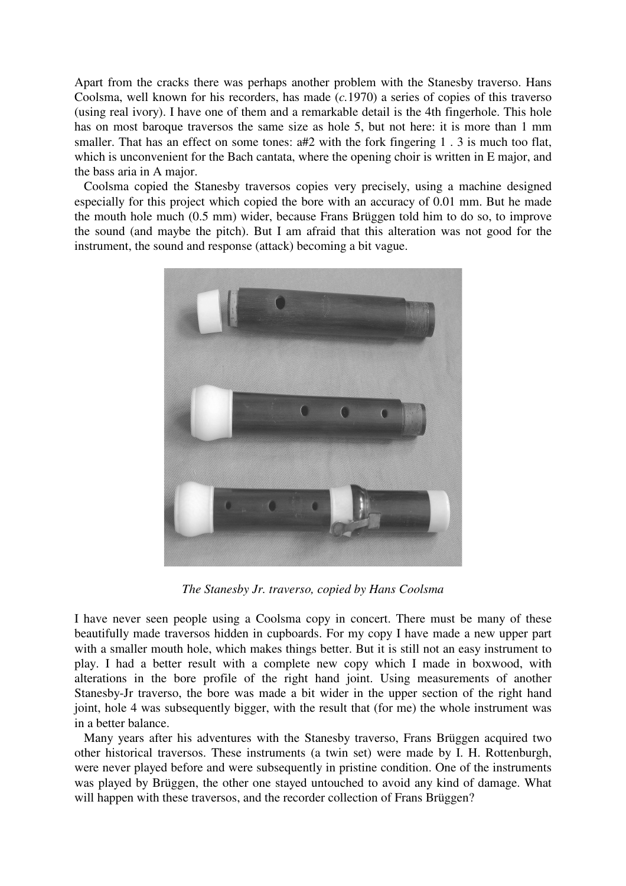Apart from the cracks there was perhaps another problem with the Stanesby traverso. Hans Coolsma, well known for his recorders, has made (*c.*1970) a series of copies of this traverso (using real ivory). I have one of them and a remarkable detail is the 4th fingerhole. This hole has on most baroque traversos the same size as hole 5, but not here: it is more than 1 mm smaller. That has an effect on some tones: a#2 with the fork fingering 1 . 3 is much too flat, which is unconvenient for the Bach cantata, where the opening choir is written in E major, and the bass aria in A major.

Coolsma copied the Stanesby traversos copies very precisely, using a machine designed especially for this project which copied the bore with an accuracy of 0.01 mm. But he made the mouth hole much (0.5 mm) wider, because Frans Brüggen told him to do so, to improve the sound (and maybe the pitch). But I am afraid that this alteration was not good for the instrument, the sound and response (attack) becoming a bit vague.

*The Stanesby Jr. traverso, copied by Hans Coolsma*

I have never seen people using a Coolsma copy in concert. There must be many of these beautifully made traversos hidden in cupboards. For my copy I have made a new upper part with a smaller mouth hole, which makes things better. But it is still not an easy instrument to play. I had a better result with a complete new copy which I made in boxwood, with alterations in the bore profile of the right hand joint. Using measurements of another Stanesby-Jr traverso, the bore was made a bit wider in the upper section of the right hand joint, hole 4 was subsequently bigger, with the result that (for me) the whole instrument was in a better balance.

Many years after his adventures with the Stanesby traverso, Frans Brüggen acquired two other historical traversos. These instruments (a twin set) were made by I. H. Rottenburgh, were never played before and were subsequently in pristine condition. One of the instruments was played by Brüggen, the other one stayed untouched to avoid any kind of damage. What will happen with these traversos, and the recorder collection of Frans Brüggen?